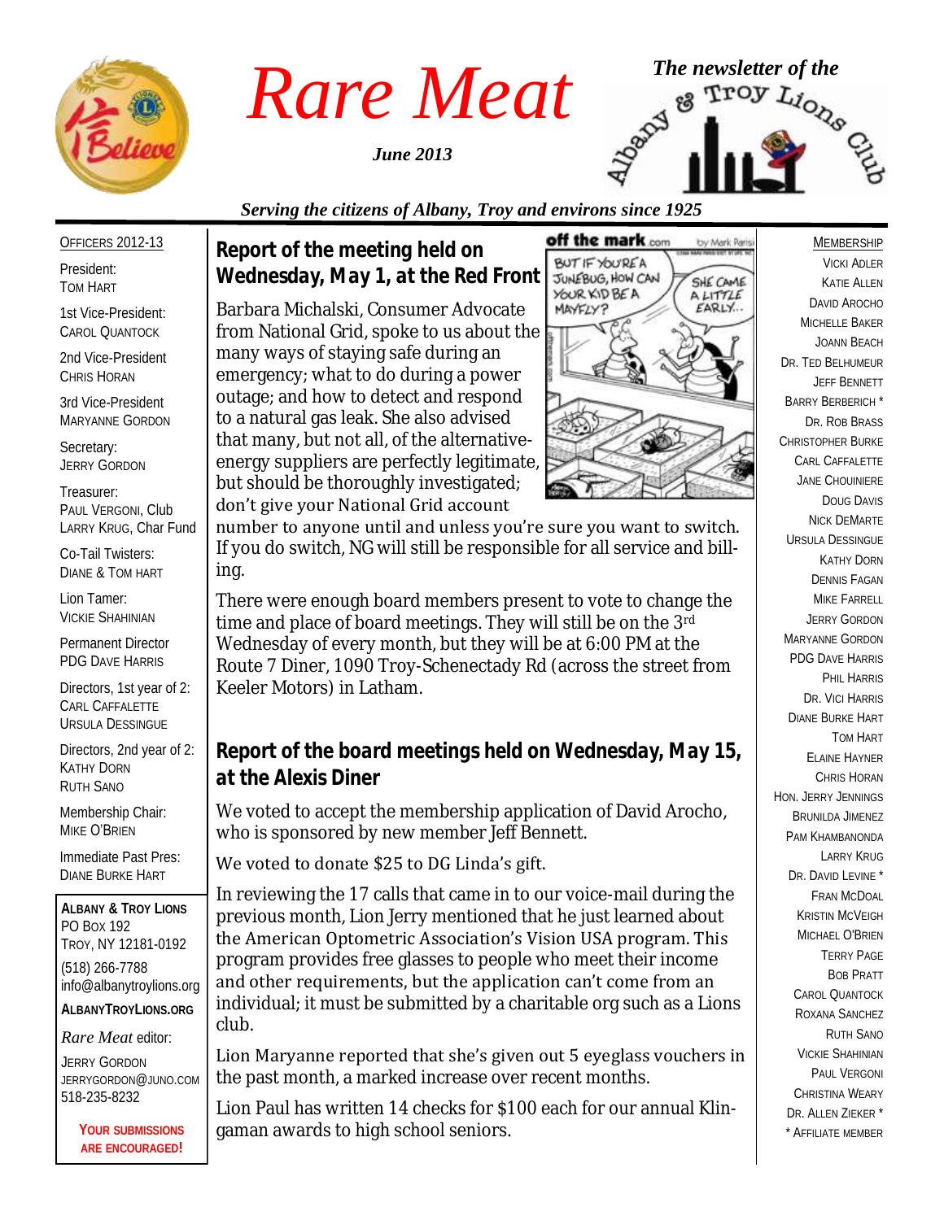# Rare Meat

*June 2013*

*The newsletter of the* Albany & Troy Lions Club

*Serving the citizens of Albany, Troy and environs since 1925*

## Report of the meeting held on Wednesday, May 1, at the Red Front

Barbara Michalski, Consumer Advocate from National Grid, spoke to us about the many ways of staying safe during an emergency; what to do during a power outage; and how to detect and respond to a natural gas leak. She also advised that many, but not all, of the alternative-energy suppliers are perfectly legitimate, but should be thoroughly investigated; don't give your National Grid account number to anyone until and unless you're sure you want to switch. If you do switch, NG will still be responsible for all service and billing.

There were enough board members present to vote to change the time and place of board meetings. They will still be on the 3rd Wednesday of every month, but they will be at 6:00 PM at the Route 7 Diner, 1090 Troy-Schenectady Rd (across the street from Keeler Motors) in Latham.

## Report of the board meetings held on Wednesday, May 15, at the Alexis Diner

We voted to accept the membership application of David Arocho, who is sponsored by new member Jeff Bennett.

We voted to donate $25 to DG Linda's gift.

In reviewing the 17 calls that came in to our voice-mail during the previous month, Lion Jerry mentioned that he just learned about the American Optometric Association's Vision USA program. This program provides free glasses to people who meet their income and other requirements, but the application can't come from an individual; it must be submitted by a charitable org such as a Lions club.

Lion Maryanne reported that she's given out 5 eyeglass vouchers in the past month, a marked increase over recent months.

Lion Paul has written 14 checks for $100 each for our annual Klingaman awards to high school seniors.

---

OFFICERS 2012-13

President:
Tom Hart

1st Vice-President:
Carol Quantock

2nd Vice-President
Chris Horan

3rd Vice-President
Maryanne Gordon

Secretary:
Jerry Gordon

Treasurer:
Paul Vergoni, Club
Larry Krug, Char Fund

Co-Tail Twisters:
Diane & Tom Hart

Lion Tamer:
Vickie Shahinian

Permanent Director
PDG Dave Harris

Directors, 1st year of 2:
Carl Caffalette
Ursula Dessingue

Directors, 2nd year of 2:
Kathy Dorn
Ruth Sano

Membership Chair:
Mike O'Brien

Immediate Past Pres:
Diane Burke Hart

**Albany & Troy Lions**
PO Box 192
Troy, NY 12181-0192
(518) 266-7788
info@albanytroylions.org
**AlbanyTroyLions.org**

*Rare Meat* editor:
Jerry Gordon
jerrygordon@juno.com
518-235-8232

**Your submissions are encouraged!**

---

MEMBERSHIP

Vicki Adler
Katie Allen
David Arocho
Michelle Baker
Joann Beach
Dr. Ted Belhumeur
Jeff Bennett
Barry Berberich *
Dr. Rob Brass
Christopher Burke
Carl Caffalette
Jane Chouiniere
Doug Davis
Nick DeMarte
Ursula Dessingue
Kathy Dorn
Dennis Fagan
Mike Farrell
Jerry Gordon
Maryanne Gordon
PDG Dave Harris
Phil Harris
Dr. Vici Harris
Diane Burke Hart
Tom Hart
Elaine Hayner
Chris Horan
Hon. Jerry Jennings
Brunilda Jimenez
Pam Khambanonda
Larry Krug
Dr. David Levine *
Fran McDoal
Kristin McVeigh
Michael O'Brien
Terry Page
Bob Pratt
Carol Quantock
Roxana Sanchez
Ruth Sano
Vickie Shahinian
Paul Vergoni
Christina Weary
Dr. Allen Zieker *
* Affiliate member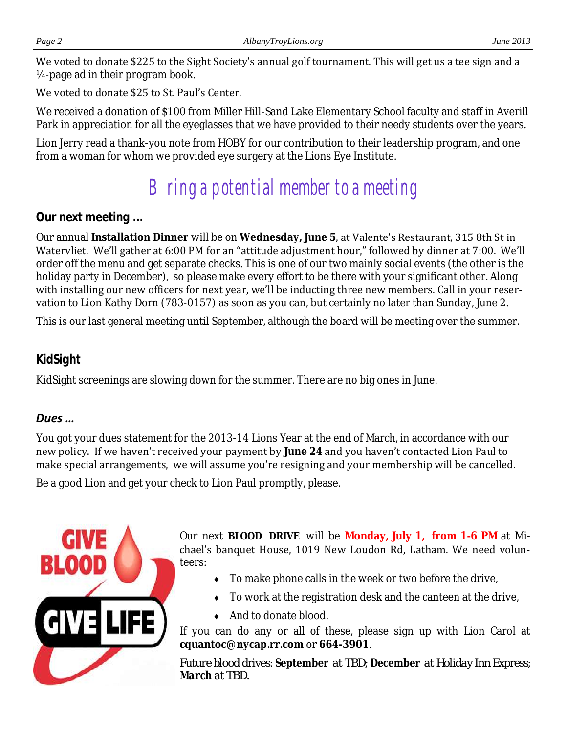We voted to donate $225 to the Sight Society's annual golf tournament. This will get us a tee sign and a ¼-page ad in their program book.

We voted to donate $25 to St. Paul's Center.

We received a donation of $100 from Miller Hill-Sand Lake Elementary School faculty and staff in Averill Park in appreciation for all the eyeglasses that we have provided to their needy students over the years.

Lion Jerry read a thank-you note from HOBY for our contribution to their leadership program, and one from a woman for whom we provided eye surgery at the Lions Eye Institute.

## Bring a potential member to a meeting

### Our next meeting ...

Our annual **Installation Dinner** will be on **Wednesday, June 5**, at Valente's Restaurant, 315 8th St in Watervliet. We'll gather at 6:00 PM for an "attitude adjustment hour," followed by dinner at 7:00. We'll order off the menu and get separate checks. This is one of our two mainly social events (the other is the holiday party in December), so please make every effort to be there with your significant other. Along with installing our new officers for next year, we'll be inducting three new members. Call in your reservation to Lion Kathy Dorn (783-0157) as soon as you can, but certainly no later than Sunday, June 2.

This is our last general meeting until September, although the board will be meeting over the summer.

### KidSight

KidSight screenings are slowing down for the summer. There are no big ones in June.

### *Dues ...*

You got your dues statement for the 2013-14 Lions Year at the end of March, in accordance with our new policy. If we haven't received your payment by **June 24** and you haven't contacted Lion Paul to make special arrangements, we will assume you're resigning and your membership will be cancelled.

Be a good Lion and get your check to Lion Paul promptly, please.

GIVE BLOOD GIVE LIFE

Our next **BLOOD DRIVE** will be **Monday, July 1, from 1-6 PM** at Michael's banquet House, 1019 New Loudon Rd, Latham. We need volunteers:

- To make phone calls in the week or two before the drive,
- To work at the registration desk and the canteen at the drive,
- And to donate blood.

If you can do any or all of these, please sign up with Lion Carol at **cquantoc@nycap.rr.com** or **664-3901**.

*Future blood drives:* ***September*** *at TBD;* ***December*** *at Holiday Inn Express;* ***March*** *at TBD.*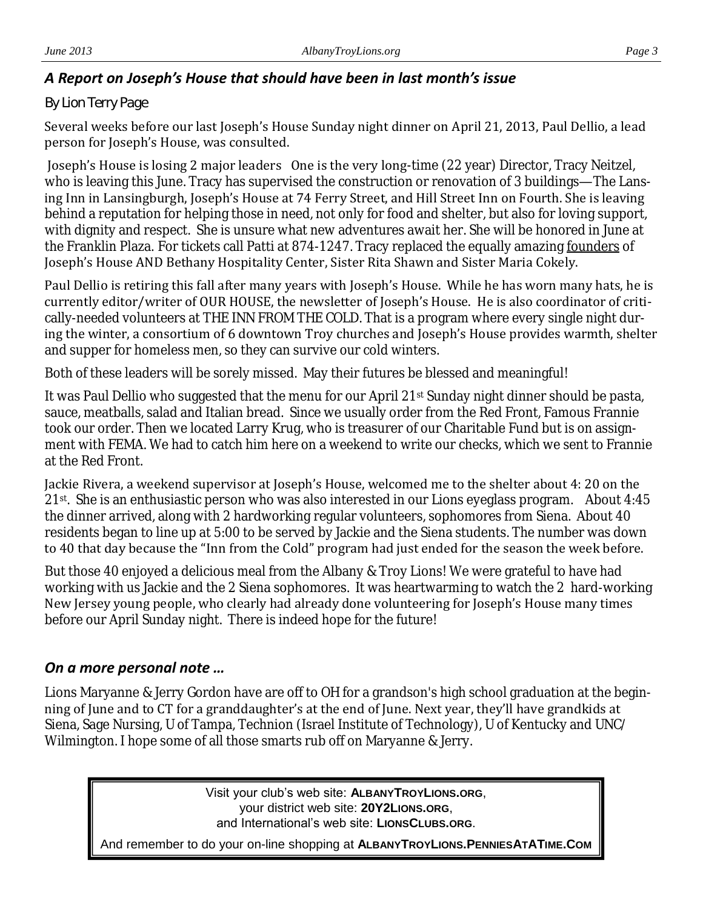### *A Report on Joseph's House that should have been in last month's issue*

By Lion Terry Page

Several weeks before our last Joseph's House Sunday night dinner on April 21, 2013, Paul Dellio, a lead person for Joseph's House, was consulted.

Joseph's House is losing 2 major leaders One is the very long-time (22 year) Director, Tracy Neitzel, who is leaving this June. Tracy has supervised the construction or renovation of 3 buildings—The Lansing Inn in Lansingburgh, Joseph's House at 74 Ferry Street, and Hill Street Inn on Fourth. She is leaving behind a reputation for helping those in need, not only for food and shelter, but also for loving support, with dignity and respect. She is unsure what new adventures await her. She will be honored in June at the Franklin Plaza. For tickets call Patti at 874-1247. Tracy replaced the equally amazing founders of Joseph's House AND Bethany Hospitality Center, Sister Rita Shawn and Sister Maria Cokely.

Paul Dellio is retiring this fall after many years with Joseph's House. While he has worn many hats, he is currently editor/writer of OUR HOUSE, the newsletter of Joseph's House. He is also coordinator of critically-needed volunteers at THE INN FROM THE COLD. That is a program where every single night during the winter, a consortium of 6 downtown Troy churches and Joseph's House provides warmth, shelter and supper for homeless men, so they can survive our cold winters.

Both of these leaders will be sorely missed. May their futures be blessed and meaningful!

It was Paul Dellio who suggested that the menu for our April 21st Sunday night dinner should be pasta, sauce, meatballs, salad and Italian bread. Since we usually order from the Red Front, Famous Frannie took our order. Then we located Larry Krug, who is treasurer of our Charitable Fund but is on assignment with FEMA. We had to catch him here on a weekend to write our checks, which we sent to Frannie at the Red Front.

Jackie Rivera, a weekend supervisor at Joseph's House, welcomed me to the shelter about 4: 20 on the 21st. She is an enthusiastic person who was also interested in our Lions eyeglass program. About 4:45 the dinner arrived, along with 2 hardworking regular volunteers, sophomores from Siena. About 40 residents began to line up at 5:00 to be served by Jackie and the Siena students. The number was down to 40 that day because the "Inn from the Cold" program had just ended for the season the week before.

But those 40 enjoyed a delicious meal from the Albany & Troy Lions! We were grateful to have had working with us Jackie and the 2 Siena sophomores. It was heartwarming to watch the 2 hard-working New Jersey young people, who clearly had already done volunteering for Joseph's House many times before our April Sunday night. There is indeed hope for the future!

### *On a more personal note …*

Lions Maryanne & Jerry Gordon have are off to OH for a grandson's high school graduation at the beginning of June and to CT for a granddaughter's at the end of June. Next year, they'll have grandkids at Siena, Sage Nursing, U of Tampa, Technion (Israel Institute of Technology), U of Kentucky and UNC/Wilmington. I hope some of all those smarts rub off on Maryanne & Jerry.

Visit your club's web site: **ALBANYTROYLIONS.ORG**,
your district web site: **20Y2LIONS.ORG**,
and International's web site: **LIONSCLUBS.ORG**.

And remember to do your on-line shopping at **ALBANYTROYLIONS.PENNIESATATIME.COM**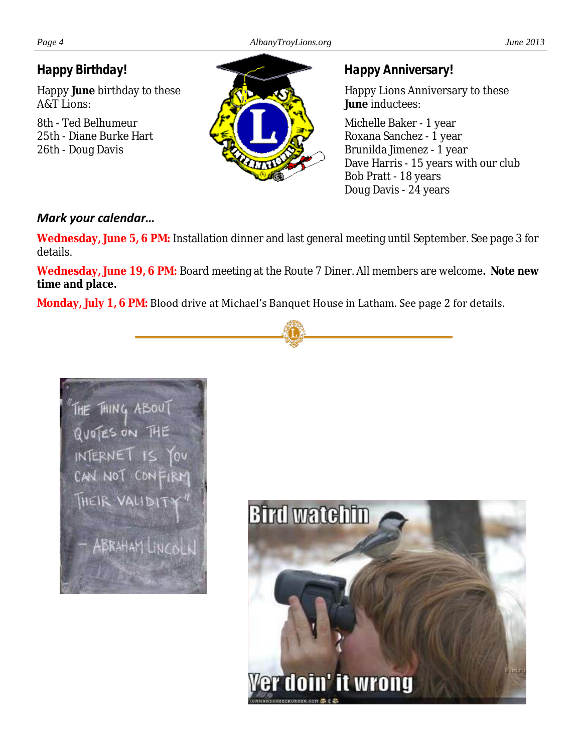## Happy Birthday!

Happy **June** birthday to these A&T Lions:

8th - Ted Belhumeur
25th - Diane Burke Hart
26th - Doug Davis

## Happy Anniversary!

Happy Lions Anniversary to these **June** inductees:

Michelle Baker - 1 year
Roxana Sanchez - 1 year
Brunilda Jimenez - 1 year
Dave Harris - 15 years with our club
Bob Pratt - 18 years
Doug Davis - 24 years

## *Mark your calendar…*

**Wednesday, June 5, 6 PM:** Installation dinner and last general meeting until September. See page 3 for details.

**Wednesday, June 19, 6 PM:** Board meeting at the Route 7 Diner. All members are welcome**. Note new time and place.**

**Monday, July 1, 6 PM:** Blood drive at Michael's Banquet House in Latham. See page 2 for details.